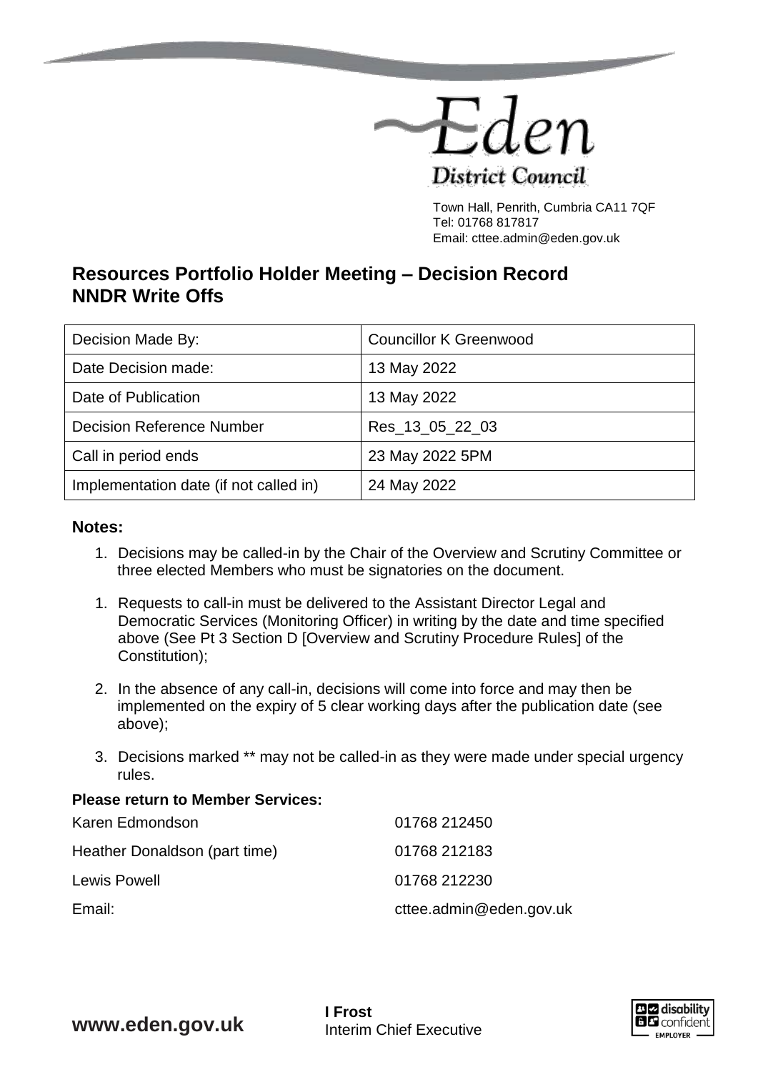Eden District Council

Town Hall, Penrith, Cumbria CA11 7QF
Tel: 01768 817817
Email: cttee.admin@eden.gov.uk

# Resources Portfolio Holder Meeting – Decision Record NNDR Write Offs

| Decision Made By: | Councillor K Greenwood |
|---|---|
| Date Decision made: | 13 May 2022 |
| Date of Publication | 13 May 2022 |
| Decision Reference Number | Res_13_05_22_03 |
| Call in period ends | 23 May 2022 5PM |
| Implementation date (if not called in) | 24 May 2022 |

## Notes:

1. Decisions may be called-in by the Chair of the Overview and Scrutiny Committee or three elected Members who must be signatories on the document.

1. Requests to call-in must be delivered to the Assistant Director Legal and Democratic Services (Monitoring Officer) in writing by the date and time specified above (See Pt 3 Section D [Overview and Scrutiny Procedure Rules] of the Constitution);

2. In the absence of any call-in, decisions will come into force and may then be implemented on the expiry of 5 clear working days after the publication date (see above);

3. Decisions marked ** may not be called-in as they were made under special urgency rules.

**Please return to Member Services:**

| | |
|---|---|
| Karen Edmondson | 01768 212450 |
| Heather Donaldson (part time) | 01768 212183 |
| Lewis Powell | 01768 212230 |
| Email: | cttee.admin@eden.gov.uk |

**www.eden.gov.uk**

**I Frost**
Interim Chief Executive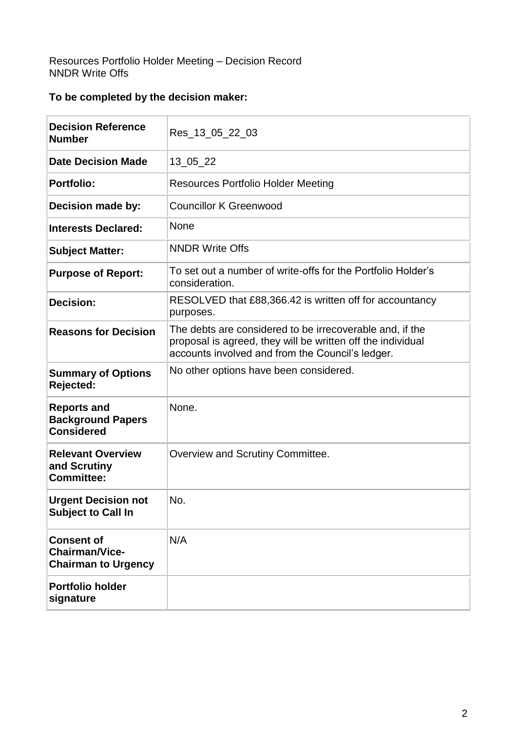Resources Portfolio Holder Meeting – Decision Record
NNDR Write Offs

**To be completed by the decision maker:**

| | |
|---|---|
| **Decision Reference Number** | Res_13_05_22_03 |
| **Date Decision Made** | 13_05_22 |
| **Portfolio:** | Resources Portfolio Holder Meeting |
| **Decision made by:** | Councillor K Greenwood |
| **Interests Declared:** | None |
| **Subject Matter:** | NNDR Write Offs |
| **Purpose of Report:** | To set out a number of write-offs for the Portfolio Holder's consideration. |
| **Decision:** | RESOLVED that £88,366.42 is written off for accountancy purposes. |
| **Reasons for Decision** | The debts are considered to be irrecoverable and, if the proposal is agreed, they will be written off the individual accounts involved and from the Council's ledger. |
| **Summary of Options Rejected:** | No other options have been considered. |
| **Reports and Background Papers Considered** | None. |
| **Relevant Overview and Scrutiny Committee:** | Overview and Scrutiny Committee. |
| **Urgent Decision not Subject to Call In** | No. |
| **Consent of Chairman/Vice-Chairman to Urgency** | N/A |
| **Portfolio holder signature** | |